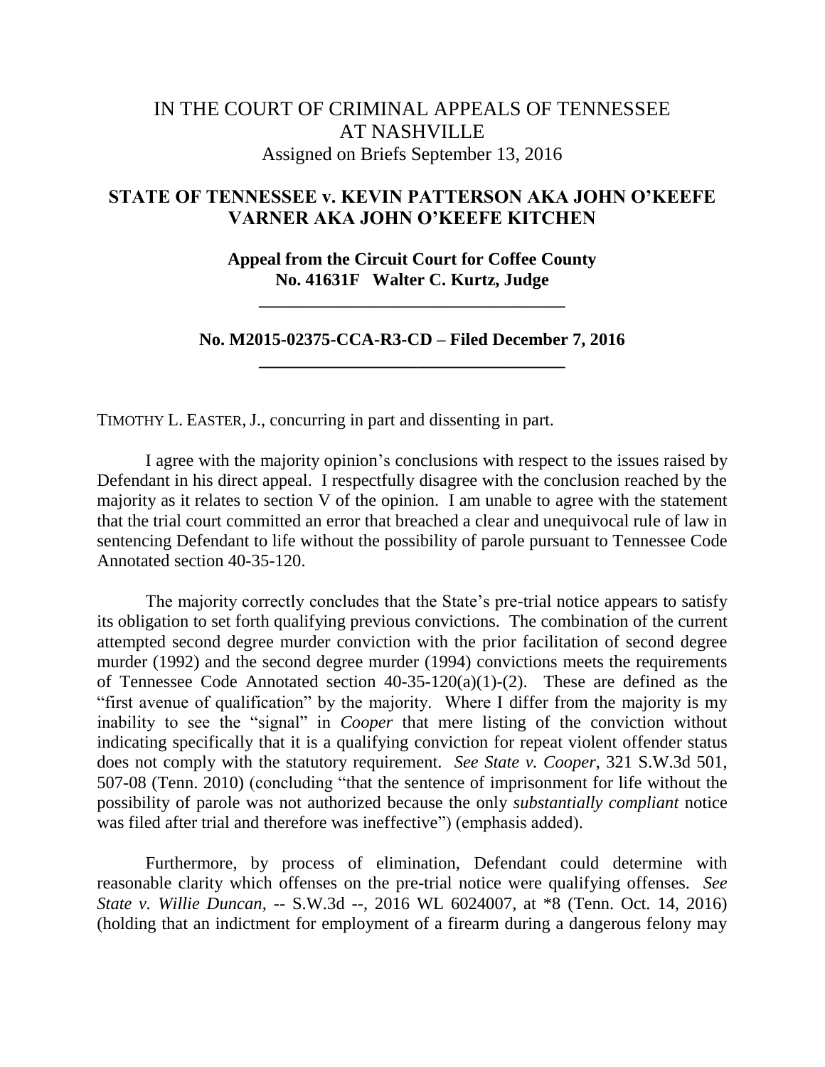# IN THE COURT OF CRIMINAL APPEALS OF TENNESSEE AT NASHVILLE

Assigned on Briefs September 13, 2016

## STATE OF TENNESSEE v. KEVIN PATTERSON AKA JOHN O'KEEFE VARNER AKA JOHN O'KEEFE KITCHEN

**Appeal from the Circuit Court for Coffee County**
**No. 41631F Walter C. Kurtz, Judge**

---

**No. M2015-02375-CCA-R3-CD – Filed December 7, 2016**

---

TIMOTHY L. EASTER, J., concurring in part and dissenting in part.

I agree with the majority opinion's conclusions with respect to the issues raised by Defendant in his direct appeal. I respectfully disagree with the conclusion reached by the majority as it relates to section V of the opinion. I am unable to agree with the statement that the trial court committed an error that breached a clear and unequivocal rule of law in sentencing Defendant to life without the possibility of parole pursuant to Tennessee Code Annotated section 40-35-120.

The majority correctly concludes that the State's pre-trial notice appears to satisfy its obligation to set forth qualifying previous convictions. The combination of the current attempted second degree murder conviction with the prior facilitation of second degree murder (1992) and the second degree murder (1994) convictions meets the requirements of Tennessee Code Annotated section 40-35-120(a)(1)-(2). These are defined as the "first avenue of qualification" by the majority. Where I differ from the majority is my inability to see the "signal" in *Cooper* that mere listing of the conviction without indicating specifically that it is a qualifying conviction for repeat violent offender status does not comply with the statutory requirement. *See State v. Cooper*, 321 S.W.3d 501, 507-08 (Tenn. 2010) (concluding "that the sentence of imprisonment for life without the possibility of parole was not authorized because the only *substantially compliant* notice was filed after trial and therefore was ineffective") (emphasis added).

Furthermore, by process of elimination, Defendant could determine with reasonable clarity which offenses on the pre-trial notice were qualifying offenses. *See State v. Willie Duncan*, -- S.W.3d --, 2016 WL 6024007, at *8 (Tenn. Oct. 14, 2016) (holding that an indictment for employment of a firearm during a dangerous felony may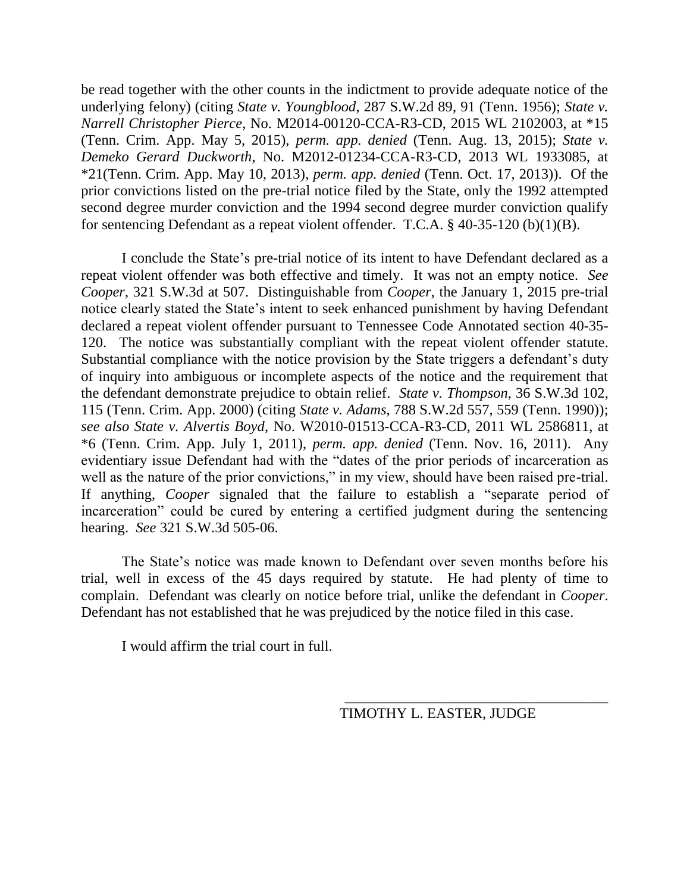be read together with the other counts in the indictment to provide adequate notice of the underlying felony) (citing *State v. Youngblood*, 287 S.W.2d 89, 91 (Tenn. 1956); *State v. Narrell Christopher Pierce*, No. M2014-00120-CCA-R3-CD, 2015 WL 2102003, at *15 (Tenn. Crim. App. May 5, 2015), *perm. app. denied* (Tenn. Aug. 13, 2015); *State v. Demeko Gerard Duckworth*, No. M2012-01234-CCA-R3-CD, 2013 WL 1933085, at *21(Tenn. Crim. App. May 10, 2013), *perm. app. denied* (Tenn. Oct. 17, 2013)). Of the prior convictions listed on the pre-trial notice filed by the State, only the 1992 attempted second degree murder conviction and the 1994 second degree murder conviction qualify for sentencing Defendant as a repeat violent offender. T.C.A. § 40-35-120 (b)(1)(B).

I conclude the State's pre-trial notice of its intent to have Defendant declared as a repeat violent offender was both effective and timely. It was not an empty notice. *See Cooper*, 321 S.W.3d at 507. Distinguishable from *Cooper*, the January 1, 2015 pre-trial notice clearly stated the State's intent to seek enhanced punishment by having Defendant declared a repeat violent offender pursuant to Tennessee Code Annotated section 40-35-120. The notice was substantially compliant with the repeat violent offender statute. Substantial compliance with the notice provision by the State triggers a defendant's duty of inquiry into ambiguous or incomplete aspects of the notice and the requirement that the defendant demonstrate prejudice to obtain relief. *State v. Thompson*, 36 S.W.3d 102, 115 (Tenn. Crim. App. 2000) (citing *State v. Adams*, 788 S.W.2d 557, 559 (Tenn. 1990)); *see also State v. Alvertis Boyd*, No. W2010-01513-CCA-R3-CD, 2011 WL 2586811, at *6 (Tenn. Crim. App. July 1, 2011), *perm. app. denied* (Tenn. Nov. 16, 2011). Any evidentiary issue Defendant had with the "dates of the prior periods of incarceration as well as the nature of the prior convictions," in my view, should have been raised pre-trial. If anything, *Cooper* signaled that the failure to establish a "separate period of incarceration" could be cured by entering a certified judgment during the sentencing hearing. *See* 321 S.W.3d 505-06.

The State's notice was made known to Defendant over seven months before his trial, well in excess of the 45 days required by statute. He had plenty of time to complain. Defendant was clearly on notice before trial, unlike the defendant in *Cooper*. Defendant has not established that he was prejudiced by the notice filed in this case.

I would affirm the trial court in full.

\_\_\_\_\_\_\_\_\_\_\_\_\_\_\_\_\_\_\_\_\_\_\_\_\_\_\_\_\_\_\_\_\_\_\_\_\_

TIMOTHY L. EASTER, JUDGE